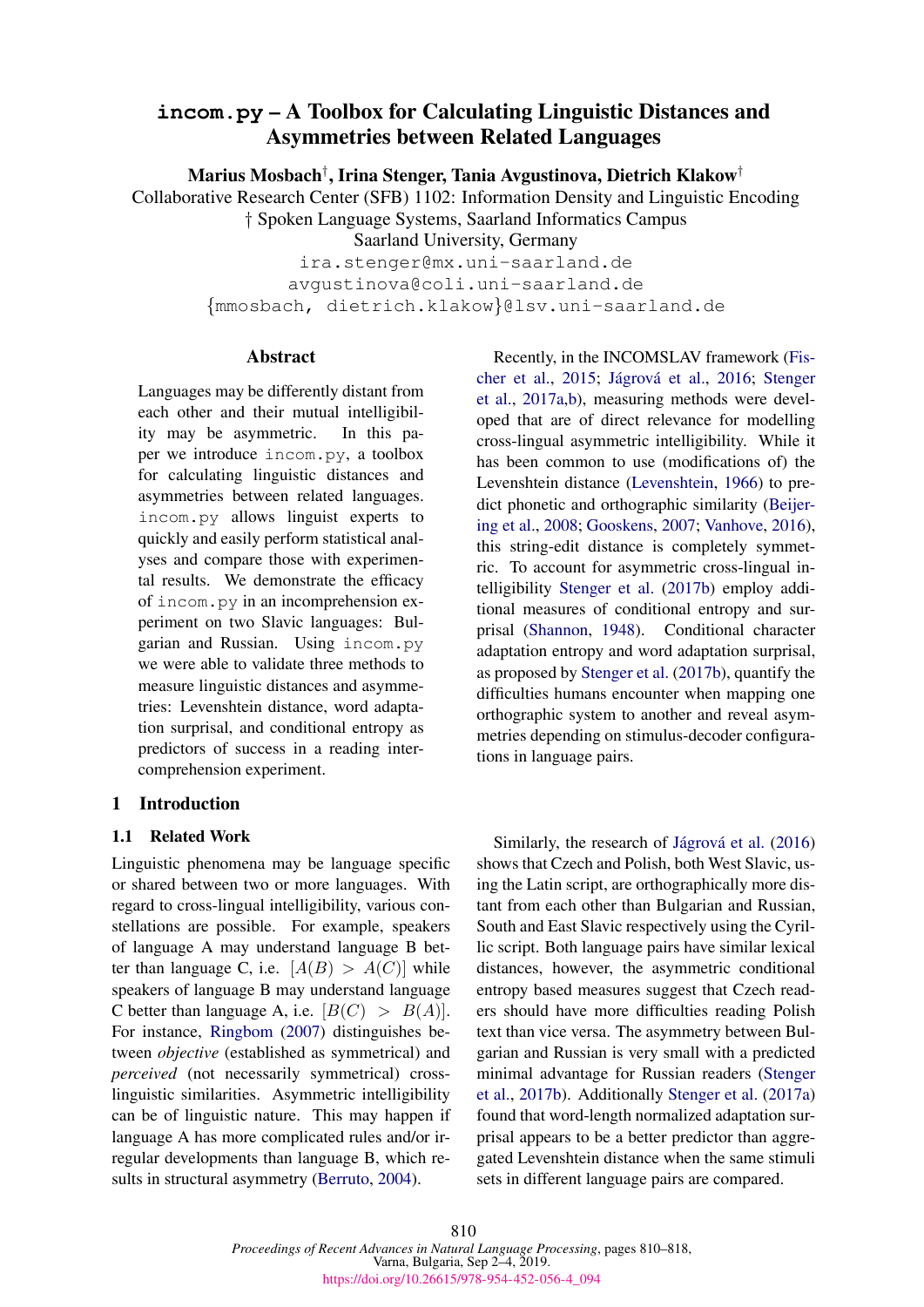# incom.py – A Toolbox for Calculating Linguistic Distances and Asymmetries between Related Languages

**Marius Mosbach[†], Irina Stenger, Tania Avgustinova, Dietrich Klakow[†]**

Collaborative Research Center (SFB) 1102: Information Density and Linguistic Encoding
[†] Spoken Language Systems, Saarland Informatics Campus
Saarland University, Germany

ira.stenger@mx.uni-saarland.de
avgustinova@coli.uni-saarland.de
{mmosbach, dietrich.klakow}@lsv.uni-saarland.de

## Abstract

Languages may be differently distant from each other and their mutual intelligibility may be asymmetric. In this paper we introduce incom.py, a toolbox for calculating linguistic distances and asymmetries between related languages. incom.py allows linguist experts to quickly and easily perform statistical analyses and compare those with experimental results. We demonstrate the efficacy of incom.py in an incomprehension experiment on two Slavic languages: Bulgarian and Russian. Using incom.py we were able to validate three methods to measure linguistic distances and asymmetries: Levenshtein distance, word adaptation surprisal, and conditional entropy as predictors of success in a reading intercomprehension experiment.

## 1 Introduction

### 1.1 Related Work

Linguistic phenomena may be language specific or shared between two or more languages. With regard to cross-lingual intelligibility, various constellations are possible. For example, speakers of language A may understand language B better than language C, i.e. $[A(B) > A(C)]$ while speakers of language B may understand language C better than language A, i.e. $[B(C) > B(A)]$. For instance, Ringbom (2007) distinguishes between *objective* (established as symmetrical) and *perceived* (not necessarily symmetrical) cross-linguistic similarities. Asymmetric intelligibility can be of linguistic nature. This may happen if language A has more complicated rules and/or irregular developments than language B, which results in structural asymmetry (Berruto, 2004).

Recently, in the INCOMSLAV framework (Fischer et al., 2015; Jágrová et al., 2016; Stenger et al., 2017a,b), measuring methods were developed that are of direct relevance for modelling cross-lingual asymmetric intelligibility. While it has been common to use (modifications of) the Levenshtein distance (Levenshtein, 1966) to predict phonetic and orthographic similarity (Beijering et al., 2008; Gooskens, 2007; Vanhove, 2016), this string-edit distance is completely symmetric. To account for asymmetric cross-lingual intelligibility Stenger et al. (2017b) employ additional measures of conditional entropy and surprisal (Shannon, 1948). Conditional character adaptation entropy and word adaptation surprisal, as proposed by Stenger et al. (2017b), quantify the difficulties humans encounter when mapping one orthographic system to another and reveal asymmetries depending on stimulus-decoder configurations in language pairs.

Similarly, the research of Jágrová et al. (2016) shows that Czech and Polish, both West Slavic, using the Latin script, are orthographically more distant from each other than Bulgarian and Russian, South and East Slavic respectively using the Cyrillic script. Both language pairs have similar lexical distances, however, the asymmetric conditional entropy based measures suggest that Czech readers should have more difficulties reading Polish text than vice versa. The asymmetry between Bulgarian and Russian is very small with a predicted minimal advantage for Russian readers (Stenger et al., 2017b). Additionally Stenger et al. (2017a) found that word-length normalized adaptation surprisal appears to be a better predictor than aggregated Levenshtein distance when the same stimuli sets in different language pairs are compared.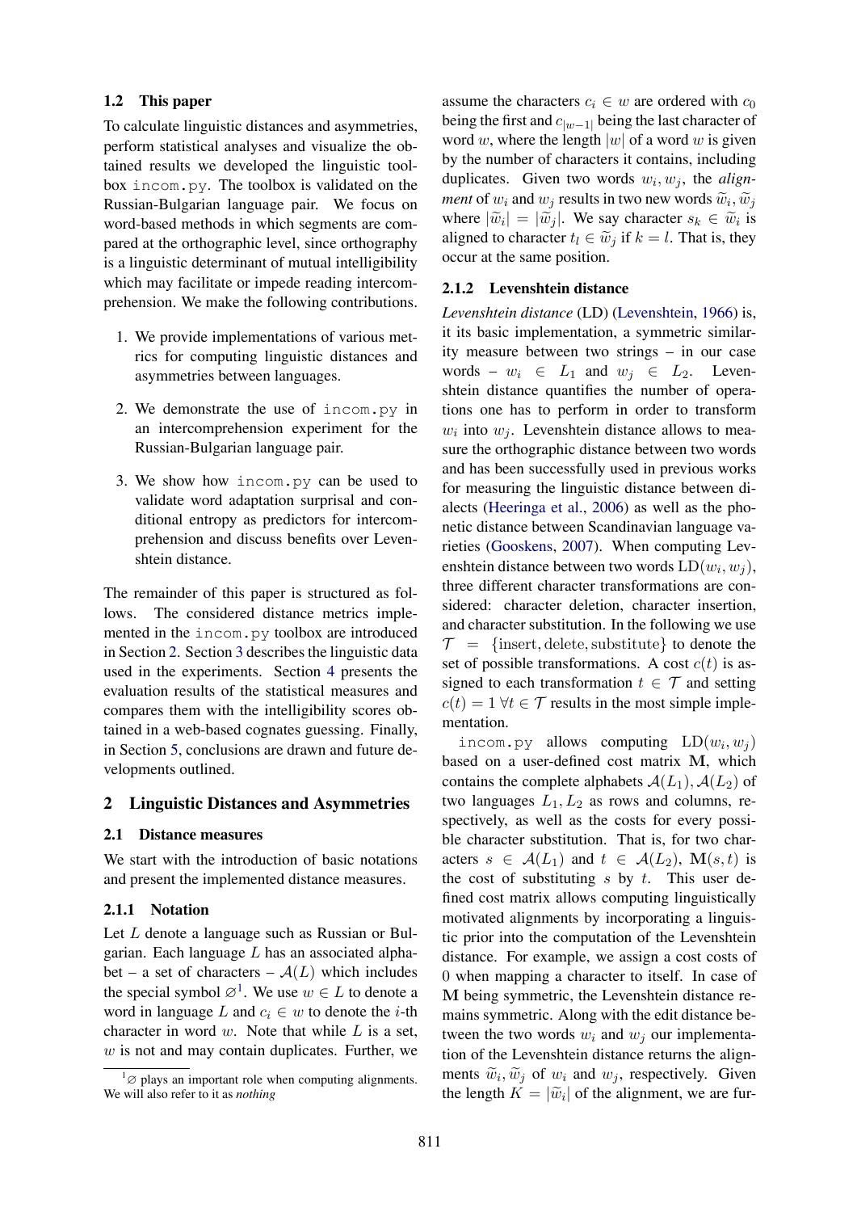### 1.2 This paper

To calculate linguistic distances and asymmetries, perform statistical analyses and visualize the obtained results we developed the linguistic toolbox incom.py. The toolbox is validated on the Russian-Bulgarian language pair. We focus on word-based methods in which segments are compared at the orthographic level, since orthography is a linguistic determinant of mutual intelligibility which may facilitate or impede reading intercomprehension. We make the following contributions.

1. We provide implementations of various metrics for computing linguistic distances and asymmetries between languages.
2. We demonstrate the use of incom.py in an intercomprehension experiment for the Russian-Bulgarian language pair.
3. We show how incom.py can be used to validate word adaptation surprisal and conditional entropy as predictors for intercomprehension and discuss benefits over Levenshtein distance.

The remainder of this paper is structured as follows. The considered distance metrics implemented in the incom.py toolbox are introduced in Section 2. Section 3 describes the linguistic data used in the experiments. Section 4 presents the evaluation results of the statistical measures and compares them with the intelligibility scores obtained in a web-based cognates guessing. Finally, in Section 5, conclusions are drawn and future developments outlined.

## 2 Linguistic Distances and Asymmetries

### 2.1 Distance measures

We start with the introduction of basic notations and present the implemented distance measures.

#### 2.1.1 Notation

Let $L$ denote a language such as Russian or Bulgarian. Each language $L$ has an associated alphabet – a set of characters – $\mathcal{A}(L)$ which includes the special symbol $\varnothing$[1]. We use $w \in L$ to denote a word in language $L$ and $c_i \in w$ to denote the $i$-th character in word $w$. Note that while $L$ is a set, $w$ is not and may contain duplicates. Further, we assume the characters $c_i \in w$ are ordered with $c_0$ being the first and $c_{|w-1|}$ being the last character of word $w$, where the length $|w|$ of a word $w$ is given by the number of characters it contains, including duplicates. Given two words $w_i, w_j$, the *alignment* of $w_i$ and $w_j$ results in two new words $\widetilde{w}_i, \widetilde{w}_j$ where $|\widetilde{w}_i| = |\widetilde{w}_j|$. We say character $s_k \in \widetilde{w}_i$ is aligned to character $t_l \in \widetilde{w}_j$ if $k = l$. That is, they occur at the same position.

[1] $\varnothing$ plays an important role when computing alignments. We will also refer to it as *nothing*

#### 2.1.2 Levenshtein distance

*Levenshtein distance* (LD) (Levenshtein, 1966) is, it its basic implementation, a symmetric similarity measure between two strings – in our case words – $w_i \in L_1$ and $w_j \in L_2$. Levenshtein distance quantifies the number of operations one has to perform in order to transform $w_i$ into $w_j$. Levenshtein distance allows to measure the orthographic distance between two words and has been successfully used in previous works for measuring the linguistic distance between dialects (Heeringa et al., 2006) as well as the phonetic distance between Scandinavian language varieties (Gooskens, 2007). When computing Levenshtein distance between two words $\text{LD}(w_i, w_j)$, three different character transformations are considered: character deletion, character insertion, and character substitution. In the following we use $\mathcal{T} = \{\text{insert}, \text{delete}, \text{substitute}\}$ to denote the set of possible transformations. A cost $c(t)$ is assigned to each transformation $t \in \mathcal{T}$ and setting $c(t) = 1 \; \forall t \in \mathcal{T}$ results in the most simple implementation.

incom.py allows computing $\text{LD}(w_i, w_j)$ based on a user-defined cost matrix $\mathbf{M}$, which contains the complete alphabets $\mathcal{A}(L_1), \mathcal{A}(L_2)$ of two languages $L_1, L_2$ as rows and columns, respectively, as well as the costs for every possible character substitution. That is, for two characters $s \in \mathcal{A}(L_1)$ and $t \in \mathcal{A}(L_2)$, $\mathbf{M}(s, t)$ is the cost of substituting $s$ by $t$. This user defined cost matrix allows computing linguistically motivated alignments by incorporating a linguistic prior into the computation of the Levenshtein distance. For example, we assign a cost costs of $0$ when mapping a character to itself. In case of $\mathbf{M}$ being symmetric, the Levenshtein distance remains symmetric. Along with the edit distance between the two words $w_i$ and $w_j$ our implementation of the Levenshtein distance returns the alignments $\widetilde{w}_i, \widetilde{w}_j$ of $w_i$ and $w_j$, respectively. Given the length $K = |\widetilde{w}_i|$ of the alignment, we are fur-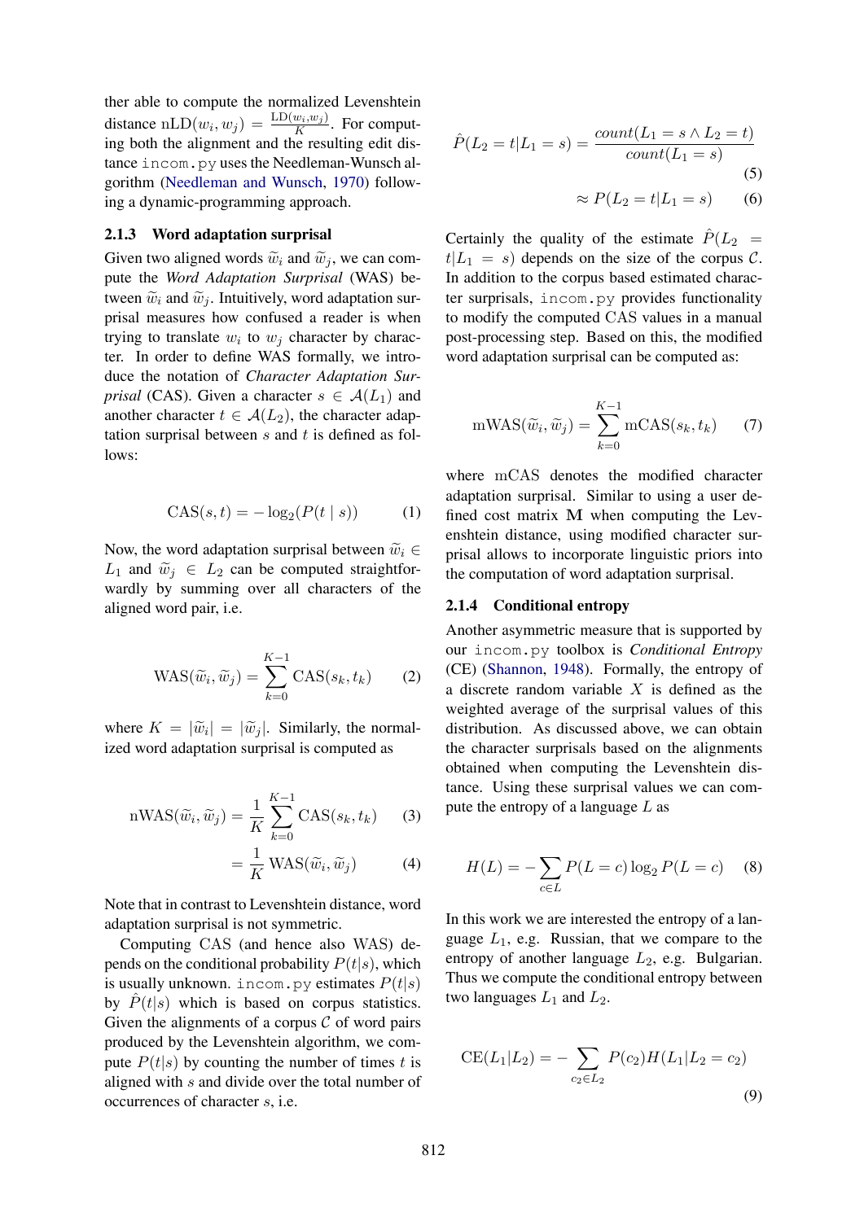ther able to compute the normalized Levenshtein distance $\text{nLD}(w_i, w_j) = \frac{\text{LD}(w_i,w_j)}{K}$. For computing both the alignment and the resulting edit distance `incom.py` uses the Needleman-Wunsch algorithm (Needleman and Wunsch, 1970) following a dynamic-programming approach.

### 2.1.3 Word adaptation surprisal

Given two aligned words $\widetilde{w}_i$ and $\widetilde{w}_j$, we can compute the *Word Adaptation Surprisal* (WAS) between $\widetilde{w}_i$ and $\widetilde{w}_j$. Intuitively, word adaptation surprisal measures how confused a reader is when trying to translate $w_i$ to $w_j$ character by character. In order to define WAS formally, we introduce the notation of *Character Adaptation Surprisal* (CAS). Given a character $s \in \mathcal{A}(L_1)$ and another character $t \in \mathcal{A}(L_2)$, the character adaptation surprisal between $s$ and $t$ is defined as follows:

$$\text{CAS}(s, t) = -\log_2(P(t \mid s)) \tag{1}$$

Now, the word adaptation surprisal between $\widetilde{w}_i \in L_1$ and $\widetilde{w}_j \in L_2$ can be computed straightforwardly by summing over all characters of the aligned word pair, i.e.

$$\text{WAS}(\widetilde{w}_i, \widetilde{w}_j) = \sum_{k=0}^{K-1} \text{CAS}(s_k, t_k) \tag{2}$$

where $K = |\widetilde{w}_i| = |\widetilde{w}_j|$. Similarly, the normalized word adaptation surprisal is computed as

$$\text{nWAS}(\widetilde{w}_i, \widetilde{w}_j) = \frac{1}{K} \sum_{k=0}^{K-1} \text{CAS}(s_k, t_k) \tag{3}$$

$$= \frac{1}{K} \text{WAS}(\widetilde{w}_i, \widetilde{w}_j) \tag{4}$$

Note that in contrast to Levenshtein distance, word adaptation surprisal is not symmetric.

Computing CAS (and hence also WAS) depends on the conditional probability $P(t|s)$, which is usually unknown. `incom.py` estimates $P(t|s)$ by $\hat{P}(t|s)$ which is based on corpus statistics. Given the alignments of a corpus $\mathcal{C}$ of word pairs produced by the Levenshtein algorithm, we compute $P(t|s)$ by counting the number of times $t$ is aligned with $s$ and divide over the total number of occurrences of character $s$, i.e.

$$\hat{P}(L_2 = t | L_1 = s) = \frac{count(L_1 = s \wedge L_2 = t)}{count(L_1 = s)} \tag{5}$$

$$\approx P(L_2 = t | L_1 = s) \tag{6}$$

Certainly the quality of the estimate $\hat{P}(L_2 = t | L_1 = s)$ depends on the size of the corpus $\mathcal{C}$. In addition to the corpus based estimated character surprisals, `incom.py` provides functionality to modify the computed CAS values in a manual post-processing step. Based on this, the modified word adaptation surprisal can be computed as:

$$\text{mWAS}(\widetilde{w}_i, \widetilde{w}_j) = \sum_{k=0}^{K-1} \text{mCAS}(s_k, t_k) \tag{7}$$

where mCAS denotes the modified character adaptation surprisal. Similar to using a user defined cost matrix $\mathbf{M}$ when computing the Levenshtein distance, using modified character surprisal allows to incorporate linguistic priors into the computation of word adaptation surprisal.

### 2.1.4 Conditional entropy

Another asymmetric measure that is supported by our `incom.py` toolbox is *Conditional Entropy* (CE) (Shannon, 1948). Formally, the entropy of a discrete random variable $X$ is defined as the weighted average of the surprisal values of this distribution. As discussed above, we can obtain the character surprisals based on the alignments obtained when computing the Levenshtein distance. Using these surprisal values we can compute the entropy of a language $L$ as

$$H(L) = -\sum_{c \in L} P(L = c) \log_2 P(L = c) \tag{8}$$

In this work we are interested the entropy of a language $L_1$, e.g. Russian, that we compare to the entropy of another language $L_2$, e.g. Bulgarian. Thus we compute the conditional entropy between two languages $L_1$ and $L_2$.

$$\text{CE}(L_1 | L_2) = -\sum_{c_2 \in L_2} P(c_2) H(L_1 | L_2 = c_2) \tag{9}$$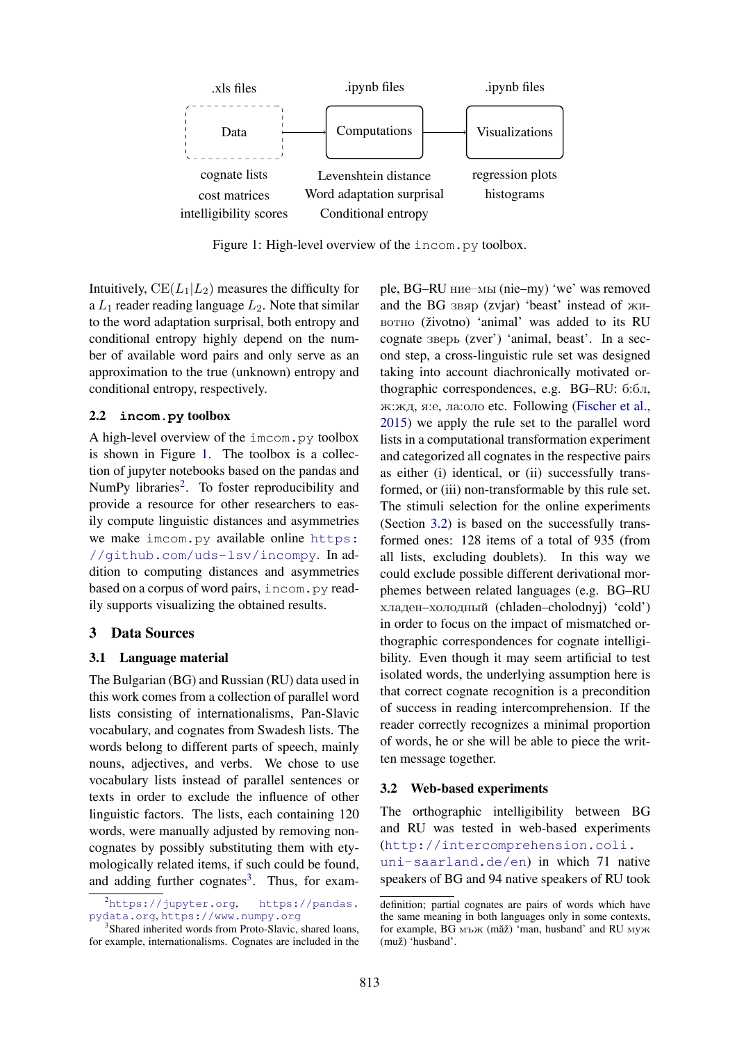.xls files — Data: cognate lists, cost matrices, intelligibility scores

.ipynb files — Computations: Levenshtein distance, Word adaptation surprisal, Conditional entropy

.ipynb files — Visualizations: regression plots, histograms

Figure 1: High-level overview of the incom.py toolbox.

Intuitively, $\text{CE}(L_1|L_2)$ measures the difficulty for a $L_1$ reader reading language $L_2$. Note that similar to the word adaptation surprisal, both entropy and conditional entropy highly depend on the number of available word pairs and only serve as an approximation to the true (unknown) entropy and conditional entropy, respectively.

### 2.2 incom.py toolbox

A high-level overview of the imcom.py toolbox is shown in Figure 1. The toolbox is a collection of jupyter notebooks based on the pandas and NumPy libraries[2]. To foster reproducibility and provide a resource for other researchers to easily compute linguistic distances and asymmetries we make imcom.py available online https://github.com/uds-lsv/incompy. In addition to computing distances and asymmetries based on a corpus of word pairs, incom.py readily supports visualizing the obtained results.

## 3 Data Sources

### 3.1 Language material

The Bulgarian (BG) and Russian (RU) data used in this work comes from a collection of parallel word lists consisting of internationalisms, Pan-Slavic vocabulary, and cognates from Swadesh lists. The words belong to different parts of speech, mainly nouns, adjectives, and verbs. We chose to use vocabulary lists instead of parallel sentences or texts in order to exclude the influence of other linguistic factors. The lists, each containing 120 words, were manually adjusted by removing non-cognates by possibly substituting them with etymologically related items, if such could be found, and adding further cognates[3]. Thus, for example, BG–RU ние–мы (nie–my) 'we' was removed and the BG звяр (zvjar) 'beast' instead of животно (životno) 'animal' was added to its RU cognate зверь (zver') 'animal, beast'. In a second step, a cross-linguistic rule set was designed taking into account diachronically motivated orthographic correspondences, e.g. BG–RU: б:бл, ж:жд, я:е, ла:оло etc. Following (Fischer et al., 2015) we apply the rule set to the parallel word lists in a computational transformation experiment and categorized all cognates in the respective pairs as either (i) identical, or (ii) successfully transformed, or (iii) non-transformable by this rule set. The stimuli selection for the online experiments (Section 3.2) is based on the successfully transformed ones: 128 items of a total of 935 (from all lists, excluding doublets). In this way we could exclude possible different derivational morphemes between related languages (e.g. BG–RU хладен–холодный (chladen–cholodnyj) 'cold') in order to focus on the impact of mismatched orthographic correspondences for cognate intelligibility. Even though it may seem artificial to test isolated words, the underlying assumption here is that correct cognate recognition is a precondition of success in reading intercomprehension. If the reader correctly recognizes a minimal proportion of words, he or she will be able to piece the written message together.

### 3.2 Web-based experiments

The orthographic intelligibility between BG and RU was tested in web-based experiments (http://intercomprehension.coli.uni-saarland.de/en) in which 71 native speakers of BG and 94 native speakers of RU took

[2] https://jupyter.org, https://pandas.pydata.org, https://www.numpy.org

[3] Shared inherited words from Proto-Slavic, shared loans, for example, internationalisms. Cognates are included in the definition; partial cognates are pairs of words which have the same meaning in both languages only in some contexts, for example, BG мъж (măž) 'man, husband' and RU муж (muž) 'husband'.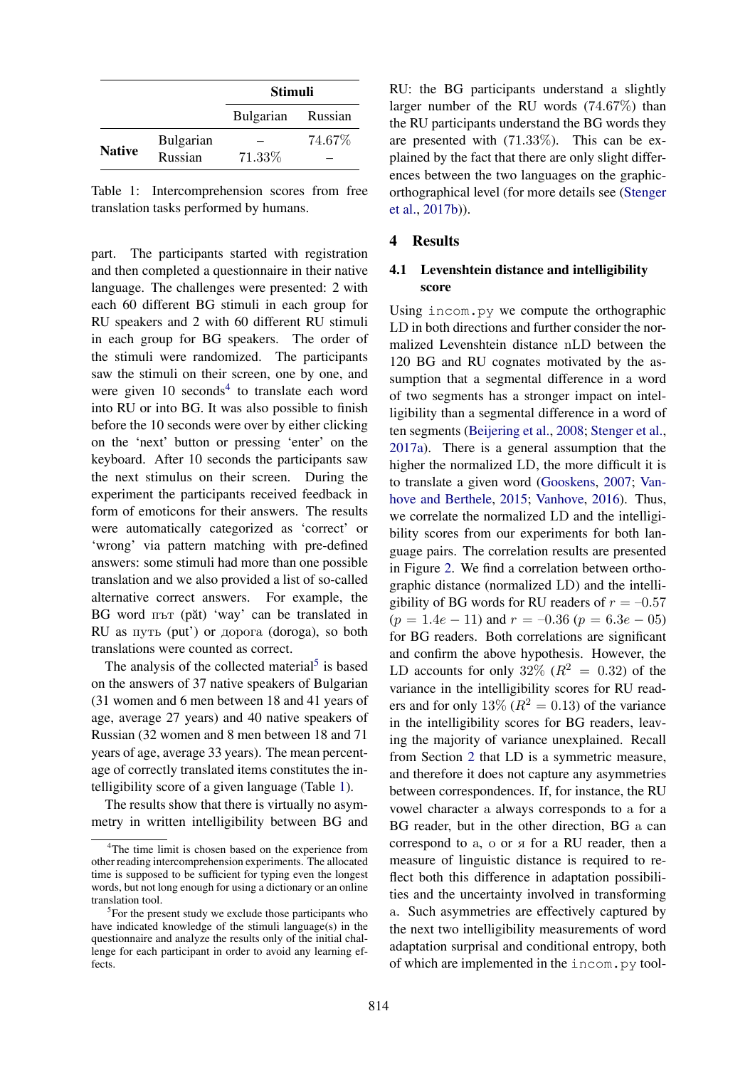| | | Stimuli | |
|---|---|---|---|
| | | Bulgarian | Russian |
| **Native** | Bulgarian | – | 74.67% |
| | Russian | 71.33% | – |

Table 1: Intercomprehension scores from free translation tasks performed by humans.

part. The participants started with registration and then completed a questionnaire in their native language. The challenges were presented: 2 with each 60 different BG stimuli in each group for RU speakers and 2 with 60 different RU stimuli in each group for BG speakers. The order of the stimuli were randomized. The participants saw the stimuli on their screen, one by one, and were given 10 seconds[4] to translate each word into RU or into BG. It was also possible to finish before the 10 seconds were over by either clicking on the 'next' button or pressing 'enter' on the keyboard. After 10 seconds the participants saw the next stimulus on their screen. During the experiment the participants received feedback in form of emoticons for their answers. The results were automatically categorized as 'correct' or 'wrong' via pattern matching with pre-defined answers: some stimuli had more than one possible translation and we also provided a list of so-called alternative correct answers. For example, the BG word път (păt) 'way' can be translated in RU as путь (put') or дорога (doroga), so both translations were counted as correct.

The analysis of the collected material[5] is based on the answers of 37 native speakers of Bulgarian (31 women and 6 men between 18 and 41 years of age, average 27 years) and 40 native speakers of Russian (32 women and 8 men between 18 and 71 years of age, average 33 years). The mean percentage of correctly translated items constitutes the intelligibility score of a given language (Table 1).

The results show that there is virtually no asymmetry in written intelligibility between BG and RU: the BG participants understand a slightly larger number of the RU words (74.67%) than the RU participants understand the BG words they are presented with (71.33%). This can be explained by the fact that there are only slight differences between the two languages on the graphic-orthographical level (for more details see (Stenger et al., 2017b)).

[4] The time limit is chosen based on the experience from other reading intercomprehension experiments. The allocated time is supposed to be sufficient for typing even the longest words, but not long enough for using a dictionary or an online translation tool.

[5] For the present study we exclude those participants who have indicated knowledge of the stimuli language(s) in the questionnaire and analyze the results only of the initial challenge for each participant in order to avoid any learning effects.

## 4 Results

### 4.1 Levenshtein distance and intelligibility score

Using `incom.py` we compute the orthographic LD in both directions and further consider the normalized Levenshtein distance nLD between the 120 BG and RU cognates motivated by the assumption that a segmental difference in a word of two segments has a stronger impact on intelligibility than a segmental difference in a word of ten segments (Beijering et al., 2008; Stenger et al., 2017a). There is a general assumption that the higher the normalized LD, the more difficult it is to translate a given word (Gooskens, 2007; Vanhove and Berthele, 2015; Vanhove, 2016). Thus, we correlate the normalized LD and the intelligibility scores from our experiments for both language pairs. The correlation results are presented in Figure 2. We find a correlation between orthographic distance (normalized LD) and the intelligibility of BG words for RU readers of $r = -0.57$ ($p = 1.4e-11$) and $r = -0.36$ ($p = 6.3e-05$) for BG readers. Both correlations are significant and confirm the above hypothesis. However, the LD accounts for only 32% ($R^2 = 0.32$) of the variance in the intelligibility scores for RU readers and for only 13% ($R^2 = 0.13$) of the variance in the intelligibility scores for BG readers, leaving the majority of variance unexplained. Recall from Section 2 that LD is a symmetric measure, and therefore it does not capture any asymmetries between correspondences. If, for instance, the RU vowel character а always corresponds to а for a BG reader, but in the other direction, BG а can correspond to а, о or я for a RU reader, then a measure of linguistic distance is required to reflect both this difference in adaptation possibilities and the uncertainty involved in transforming а. Such asymmetries are effectively captured by the next two intelligibility measurements of word adaptation surprisal and conditional entropy, both of which are implemented in the `incom.py` tool-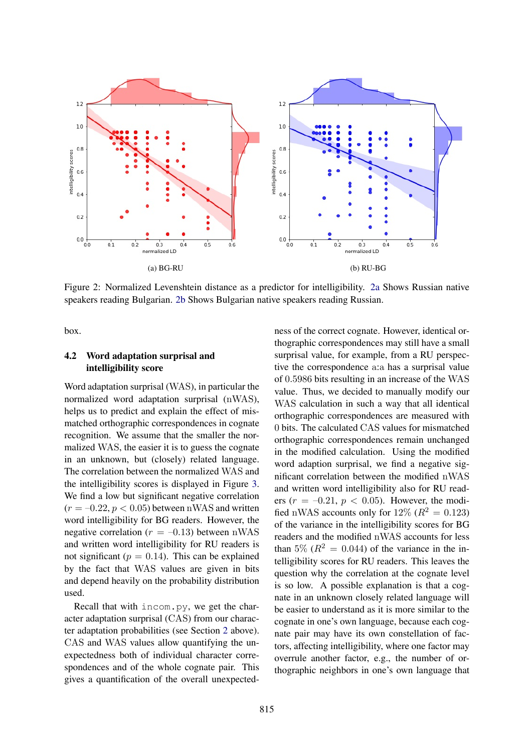0.0 0.1 0.2 0.3 0.4 0.5 0.6
normalized LD
intelligibility scores
0.0 0.2 0.4 0.6 0.8 1.0 1.2

(a) BG-RU

0.0 0.1 0.2 0.3 0.4 0.5 0.6
normalized LD
intelligibility scores
0.0 0.2 0.4 0.6 0.8 1.0 1.2

(b) RU-BG

Figure 2: Normalized Levenshtein distance as a predictor for intelligibility. 2a Shows Russian native speakers reading Bulgarian. 2b Shows Bulgarian native speakers reading Russian.

box.

### 4.2 Word adaptation surprisal and intelligibility score

Word adaptation surprisal (WAS), in particular the normalized word adaptation surprisal (nWAS), helps us to predict and explain the effect of mismatched orthographic correspondences in cognate recognition. We assume that the smaller the normalized WAS, the easier it is to guess the cognate in an unknown, but (closely) related language. The correlation between the normalized WAS and the intelligibility scores is displayed in Figure 3. We find a low but significant negative correlation ($r = -0.22$, $p < 0.05$) between nWAS and written word intelligibility for BG readers. However, the negative correlation ($r = -0.13$) between nWAS and written word intelligibility for RU readers is not significant ($p = 0.14$). This can be explained by the fact that WAS values are given in bits and depend heavily on the probability distribution used.

Recall that with `incom.py`, we get the character adaptation surprisal (CAS) from our character adaptation probabilities (see Section 2 above). CAS and WAS values allow quantifying the unexpectedness both of individual character correspondences and of the whole cognate pair. This gives a quantification of the overall unexpectedness of the correct cognate. However, identical orthographic correspondences may still have a small surprisal value, for example, from a RU perspective the correspondence a:a has a surprisal value of 0.5986 bits resulting in an increase of the WAS value. Thus, we decided to manually modify our WAS calculation in such a way that all identical orthographic correspondences are measured with 0 bits. The calculated CAS values for mismatched orthographic correspondences remain unchanged in the modified calculation. Using the modified word adaption surprisal, we find a negative significant correlation between the modified nWAS and written word intelligibility also for RU readers ($r = -0.21$, $p < 0.05$). However, the modified nWAS accounts only for 12% ($R^2 = 0.123$) of the variance in the intelligibility scores for BG readers and the modified nWAS accounts for less than 5% ($R^2 = 0.044$) of the variance in the intelligibility scores for RU readers. This leaves the question why the correlation at the cognate level is so low. A possible explanation is that a cognate in an unknown closely related language will be easier to understand as it is more similar to the cognate in one's own language, because each cognate pair may have its own constellation of factors, affecting intelligibility, where one factor may overrule another factor, e.g., the number of orthographic neighbors in one's own language that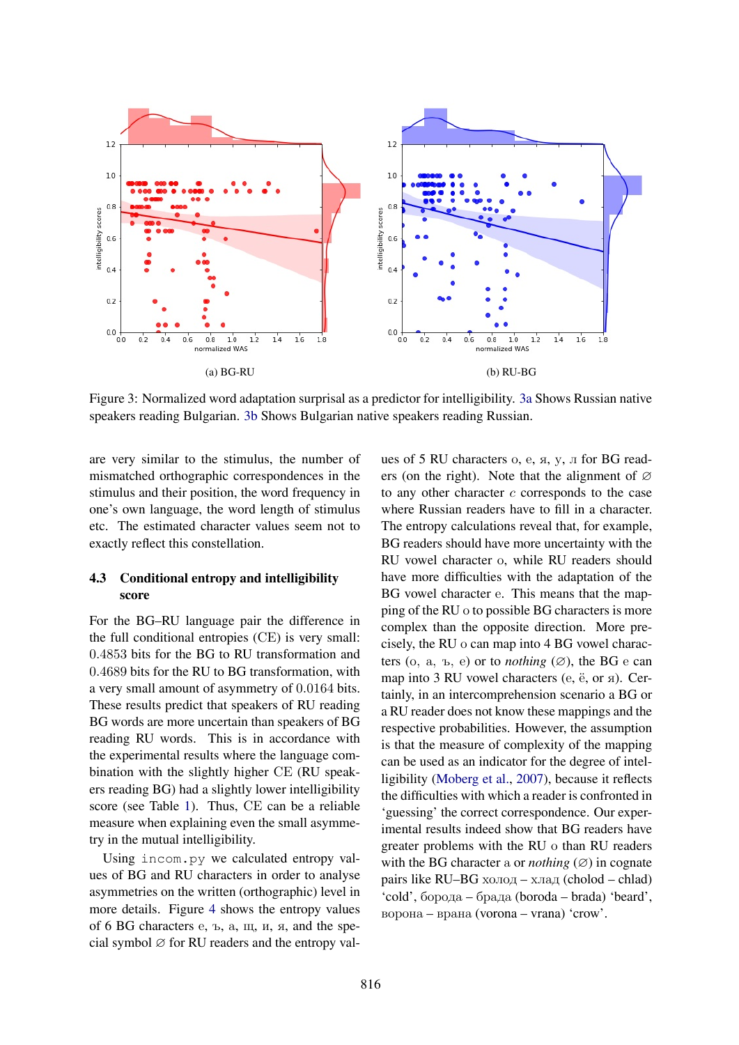1.2
1.0
0.8
0.6
0.4
0.2
0.0
intelligibility scores
0.0 0.2 0.4 0.6 0.8 1.0 1.2 1.4 1.6 1.8
normalized WAS

(a) BG-RU

1.2
1.0
0.8
0.6
0.4
0.2
0.0
intelligibility scores
0.0 0.2 0.4 0.6 0.8 1.0 1.2 1.4 1.6 1.8
normalized WAS

(b) RU-BG

Figure 3: Normalized word adaptation surprisal as a predictor for intelligibility. 3a Shows Russian native speakers reading Bulgarian. 3b Shows Bulgarian native speakers reading Russian.

are very similar to the stimulus, the number of mismatched orthographic correspondences in the stimulus and their position, the word frequency in one's own language, the word length of stimulus etc. The estimated character values seem not to exactly reflect this constellation.

### 4.3 Conditional entropy and intelligibility score

For the BG–RU language pair the difference in the full conditional entropies (CE) is very small: 0.4853 bits for the BG to RU transformation and 0.4689 bits for the RU to BG transformation, with a very small amount of asymmetry of 0.0164 bits. These results predict that speakers of RU reading BG words are more uncertain than speakers of BG reading RU words. This is in accordance with the experimental results where the language combination with the slightly higher CE (RU speakers reading BG) had a slightly lower intelligibility score (see Table 1). Thus, CE can be a reliable measure when explaining even the small asymmetry in the mutual intelligibility.

Using `incom.py` we calculated entropy values of BG and RU characters in order to analyse asymmetries on the written (orthographic) level in more details. Figure 4 shows the entropy values of 6 BG characters е, ъ, а, щ, и, я, and the special symbol ∅ for RU readers and the entropy values of 5 RU characters о, е, я, у, л for BG readers (on the right). Note that the alignment of ∅ to any other character $c$ corresponds to the case where Russian readers have to fill in a character. The entropy calculations reveal that, for example, BG readers should have more uncertainty with the RU vowel character о, while RU readers should have more difficulties with the adaptation of the BG vowel character е. This means that the mapping of the RU о to possible BG characters is more complex than the opposite direction. More precisely, the RU о can map into 4 BG vowel characters (о, а, ъ, е) or to *nothing* (∅), the BG е can map into 3 RU vowel characters (е, ё, or я). Certainly, in an intercomprehension scenario a BG or a RU reader does not know these mappings and the respective probabilities. However, the assumption is that the measure of complexity of the mapping can be used as an indicator for the degree of intelligibility (Moberg et al., 2007), because it reflects the difficulties with which a reader is confronted in 'guessing' the correct correspondence. Our experimental results indeed show that BG readers have greater problems with the RU о than RU readers with the BG character а or *nothing* (∅) in cognate pairs like RU–BG холод – хлад (cholod – chlad) 'cold', борода – брада (boroda – brada) 'beard', ворона – врана (vorona – vrana) 'crow'.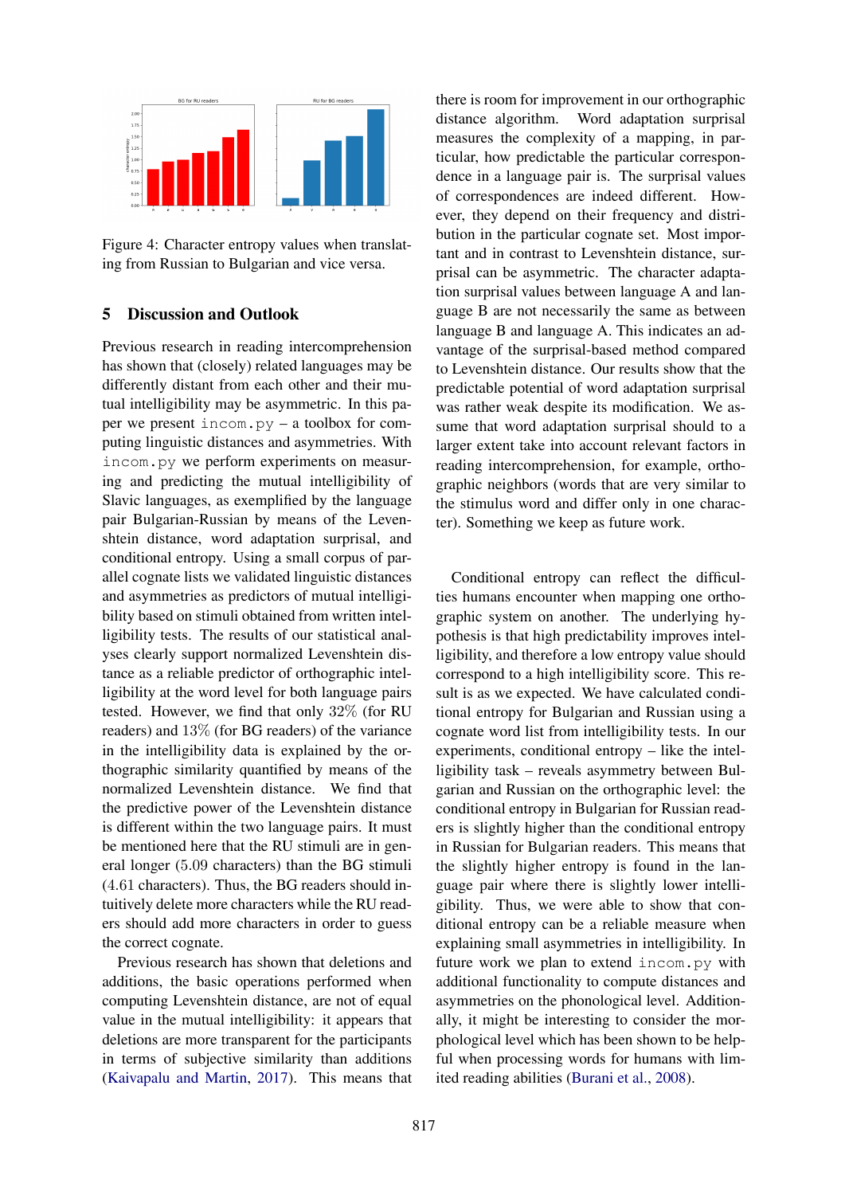BG for RU readers

RU for BG readers

character entropy

2.00
1.75
1.50
1.25
1.00
0.75
0.50
0.25
0.00

Figure 4: Character entropy values when translating from Russian to Bulgarian and vice versa.

## 5 Discussion and Outlook

Previous research in reading intercomprehension has shown that (closely) related languages may be differently distant from each other and their mutual intelligibility may be asymmetric. In this paper we present `incom.py` – a toolbox for computing linguistic distances and asymmetries. With `incom.py` we perform experiments on measuring and predicting the mutual intelligibility of Slavic languages, as exemplified by the language pair Bulgarian-Russian by means of the Levenshtein distance, word adaptation surprisal, and conditional entropy. Using a small corpus of parallel cognate lists we validated linguistic distances and asymmetries as predictors of mutual intelligibility based on stimuli obtained from written intelligibility tests. The results of our statistical analyses clearly support normalized Levenshtein distance as a reliable predictor of orthographic intelligibility at the word level for both language pairs tested. However, we find that only $32\%$ (for RU readers) and $13\%$ (for BG readers) of the variance in the intelligibility data is explained by the orthographic similarity quantified by means of the normalized Levenshtein distance. We find that the predictive power of the Levenshtein distance is different within the two language pairs. It must be mentioned here that the RU stimuli are in general longer ($5.09$ characters) than the BG stimuli ($4.61$ characters). Thus, the BG readers should intuitively delete more characters while the RU readers should add more characters in order to guess the correct cognate.

Previous research has shown that deletions and additions, the basic operations performed when computing Levenshtein distance, are not of equal value in the mutual intelligibility: it appears that deletions are more transparent for the participants in terms of subjective similarity than additions (Kaivapalu and Martin, 2017). This means that there is room for improvement in our orthographic distance algorithm. Word adaptation surprisal measures the complexity of a mapping, in particular, how predictable the particular correspondence in a language pair is. The surprisal values of correspondences are indeed different. However, they depend on their frequency and distribution in the particular cognate set. Most important and in contrast to Levenshtein distance, surprisal can be asymmetric. The character adaptation surprisal values between language A and language B are not necessarily the same as between language B and language A. This indicates an advantage of the surprisal-based method compared to Levenshtein distance. Our results show that the predictable potential of word adaptation surprisal was rather weak despite its modification. We assume that word adaptation surprisal should to a larger extent take into account relevant factors in reading intercomprehension, for example, orthographic neighbors (words that are very similar to the stimulus word and differ only in one character). Something we keep as future work.

Conditional entropy can reflect the difficulties humans encounter when mapping one orthographic system on another. The underlying hypothesis is that high predictability improves intelligibility, and therefore a low entropy value should correspond to a high intelligibility score. This result is as we expected. We have calculated conditional entropy for Bulgarian and Russian using a cognate word list from intelligibility tests. In our experiments, conditional entropy – like the intelligibility task – reveals asymmetry between Bulgarian and Russian on the orthographic level: the conditional entropy in Bulgarian for Russian readers is slightly higher than the conditional entropy in Russian for Bulgarian readers. This means that the slightly higher entropy is found in the language pair where there is slightly lower intelligibility. Thus, we were able to show that conditional entropy can be a reliable measure when explaining small asymmetries in intelligibility. In future work we plan to extend `incom.py` with additional functionality to compute distances and asymmetries on the phonological level. Additionally, it might be interesting to consider the morphological level which has been shown to be helpful when processing words for humans with limited reading abilities (Burani et al., 2008).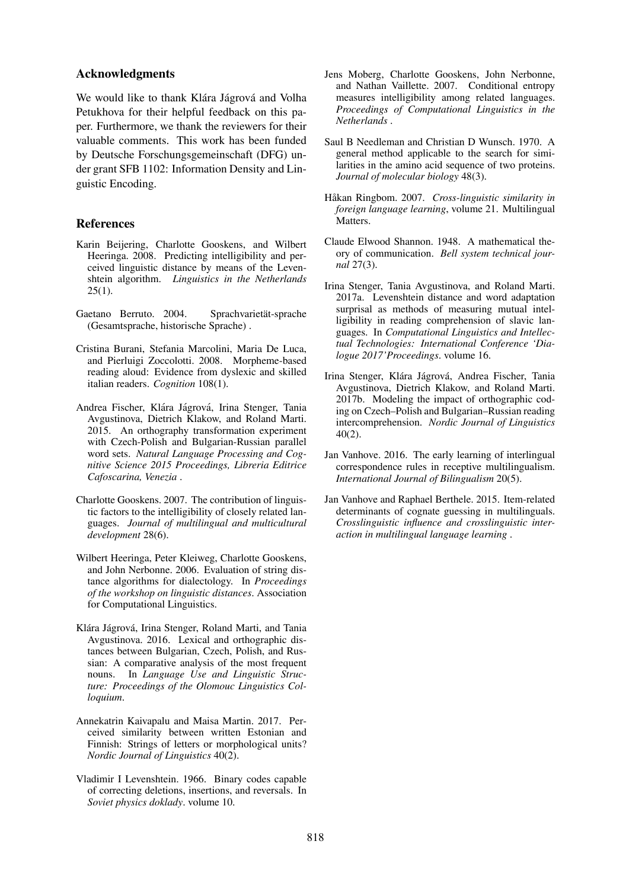## Acknowledgments

We would like to thank Klára Jágrová and Volha Petukhova for their helpful feedback on this paper. Furthermore, we thank the reviewers for their valuable comments. This work has been funded by Deutsche Forschungsgemeinschaft (DFG) under grant SFB 1102: Information Density and Linguistic Encoding.

## References

Karin Beijering, Charlotte Gooskens, and Wilbert Heeringa. 2008. Predicting intelligibility and perceived linguistic distance by means of the Levenshtein algorithm. *Linguistics in the Netherlands* 25(1).

Gaetano Berruto. 2004. Sprachvarietät-sprache (Gesamtsprache, historische Sprache) .

Cristina Burani, Stefania Marcolini, Maria De Luca, and Pierluigi Zoccolotti. 2008. Morpheme-based reading aloud: Evidence from dyslexic and skilled italian readers. *Cognition* 108(1).

Andrea Fischer, Klára Jágrová, Irina Stenger, Tania Avgustinova, Dietrich Klakow, and Roland Marti. 2015. An orthography transformation experiment with Czech-Polish and Bulgarian-Russian parallel word sets. *Natural Language Processing and Cognitive Science 2015 Proceedings, Libreria Editrice Cafoscarina, Venezia* .

Charlotte Gooskens. 2007. The contribution of linguistic factors to the intelligibility of closely related languages. *Journal of multilingual and multicultural development* 28(6).

Wilbert Heeringa, Peter Kleiweg, Charlotte Gooskens, and John Nerbonne. 2006. Evaluation of string distance algorithms for dialectology. In *Proceedings of the workshop on linguistic distances*. Association for Computational Linguistics.

Klára Jágrová, Irina Stenger, Roland Marti, and Tania Avgustinova. 2016. Lexical and orthographic distances between Bulgarian, Czech, Polish, and Russian: A comparative analysis of the most frequent nouns. In *Language Use and Linguistic Structure: Proceedings of the Olomouc Linguistics Colloquium*.

Annekatrin Kaivapalu and Maisa Martin. 2017. Perceived similarity between written Estonian and Finnish: Strings of letters or morphological units? *Nordic Journal of Linguistics* 40(2).

Vladimir I Levenshtein. 1966. Binary codes capable of correcting deletions, insertions, and reversals. In *Soviet physics doklady*. volume 10.

Jens Moberg, Charlotte Gooskens, John Nerbonne, and Nathan Vaillette. 2007. Conditional entropy measures intelligibility among related languages. *Proceedings of Computational Linguistics in the Netherlands* .

Saul B Needleman and Christian D Wunsch. 1970. A general method applicable to the search for similarities in the amino acid sequence of two proteins. *Journal of molecular biology* 48(3).

Håkan Ringbom. 2007. *Cross-linguistic similarity in foreign language learning*, volume 21. Multilingual Matters.

Claude Elwood Shannon. 1948. A mathematical theory of communication. *Bell system technical journal* 27(3).

Irina Stenger, Tania Avgustinova, and Roland Marti. 2017a. Levenshtein distance and word adaptation surprisal as methods of measuring mutual intelligibility in reading comprehension of slavic languages. In *Computational Linguistics and Intellectual Technologies: International Conference 'Dialogue 2017' Proceedings*. volume 16.

Irina Stenger, Klára Jágrová, Andrea Fischer, Tania Avgustinova, Dietrich Klakow, and Roland Marti. 2017b. Modeling the impact of orthographic coding on Czech–Polish and Bulgarian–Russian reading intercomprehension. *Nordic Journal of Linguistics* 40(2).

Jan Vanhove. 2016. The early learning of interlingual correspondence rules in receptive multilingualism. *International Journal of Bilingualism* 20(5).

Jan Vanhove and Raphael Berthele. 2015. Item-related determinants of cognate guessing in multilinguals. *Crosslinguistic influence and crosslinguistic interaction in multilingual language learning* .